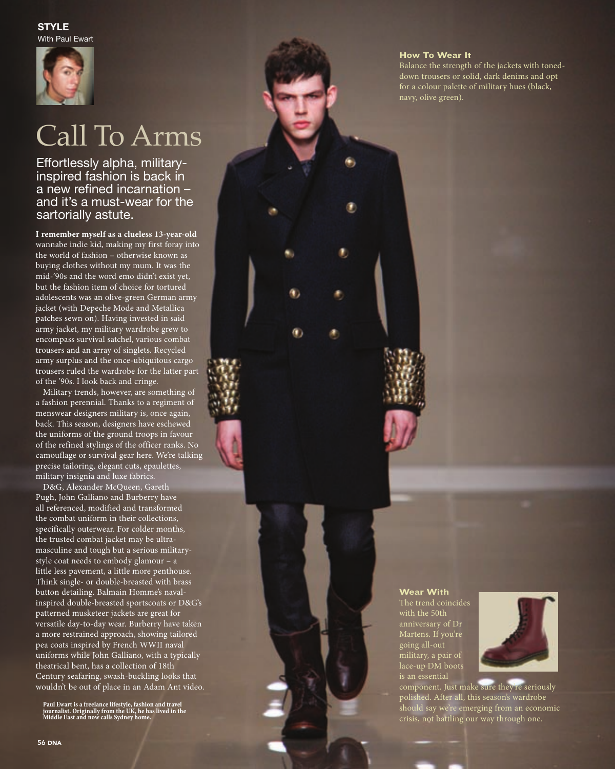**STYLE**
With Paul Ewart

# Call To Arms

## Effortlessly alpha, military-inspired fashion is back in a new refined incarnation – and it's a must-wear for the sartorially astute.

**I remember myself as a clueless 13-year-old** wannabe indie kid, making my first foray into the world of fashion – otherwise known as buying clothes without my mum. It was the mid-'90s and the word emo didn't exist yet, but the fashion item of choice for tortured adolescents was an olive-green German army jacket (with Depeche Mode and Metallica patches sewn on). Having invested in said army jacket, my military wardrobe grew to encompass survival satchel, various combat trousers and an array of singlets. Recycled army surplus and the once-ubiquitous cargo trousers ruled the wardrobe for the latter part of the '90s. I look back and cringe.

Military trends, however, are something of a fashion perennial. Thanks to a regiment of menswear designers military is, once again, back. This season, designers have eschewed the uniforms of the ground troops in favour of the refined stylings of the officer ranks. No camouflage or survival gear here. We're talking precise tailoring, elegant cuts, epaulettes, military insignia and luxe fabrics.

D&G, Alexander McQueen, Gareth Pugh, John Galliano and Burberry have all referenced, modified and transformed the combat uniform in their collections, specifically outerwear. For colder months, the trusted combat jacket may be ultra-masculine and tough but a serious military-style coat needs to embody glamour – a little less pavement, a little more penthouse. Think single- or double-breasted with brass button detailing. Balmain Homme's naval-inspired double-breasted sportscoats or D&G's patterned musketeer jackets are great for versatile day-to-day wear. Burberry have taken a more restrained approach, showing tailored pea coats inspired by French WWII naval uniforms while John Galliano, with a typically theatrical bent, has a collection of 18th Century seafaring, swash-buckling looks that wouldn't be out of place in an Adam Ant video.

**Paul Ewart is a freelance lifestyle, fashion and travel journalist. Originally from the UK, he has lived in the Middle East and now calls Sydney home.**

### How To Wear It

Balance the strength of the jackets with toned-down trousers or solid, dark denims and opt for a colour palette of military hues (black, navy, olive green).

### Wear With

The trend coincides with the 50th anniversary of Dr Martens. If you're going all-out military, a pair of lace-up DM boots is an essential component. Just make sure they're seriously polished. After all, this season's wardrobe should say we're emerging from an economic crisis, not battling our way through one.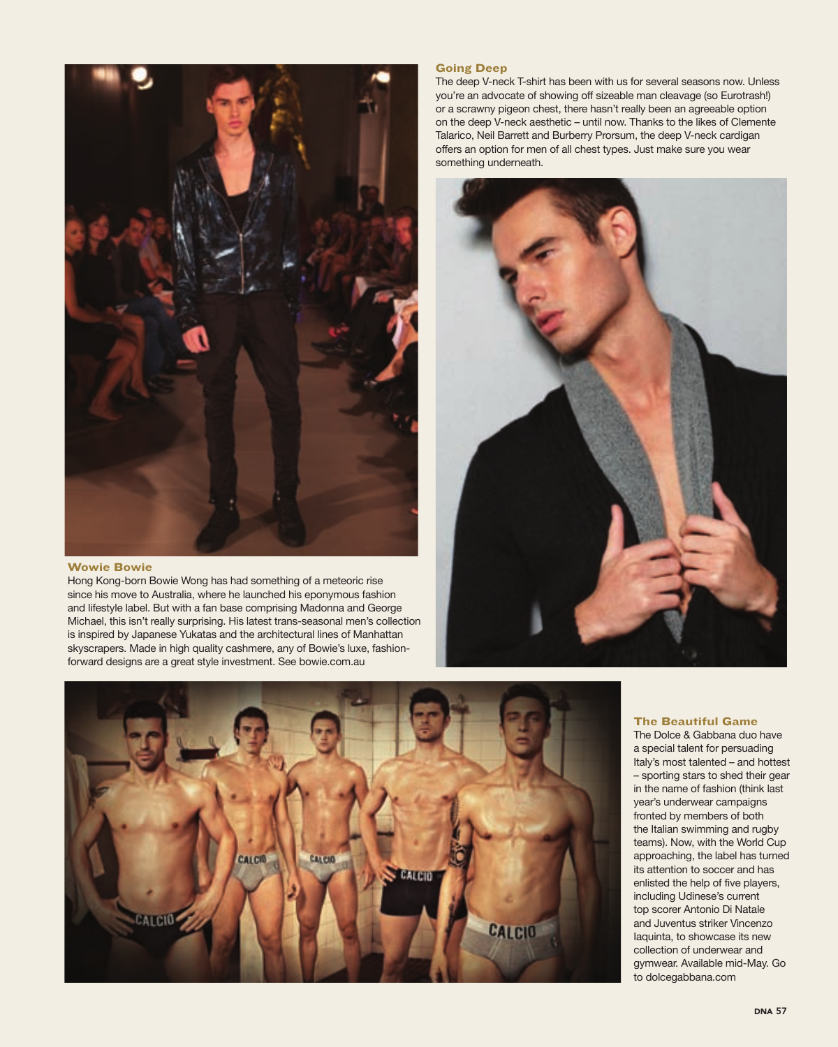## Going Deep

The deep V-neck T-shirt has been with us for several seasons now. Unless you're an advocate of showing off sizeable man cleavage (so Eurotrash!) or a scrawny pigeon chest, there hasn't really been an agreeable option on the deep V-neck aesthetic – until now. Thanks to the likes of Clemente Talarico, Neil Barrett and Burberry Prorsum, the deep V-neck cardigan offers an option for men of all chest types. Just make sure you wear something underneath.

## Wowie Bowie

Hong Kong-born Bowie Wong has had something of a meteoric rise since his move to Australia, where he launched his eponymous fashion and lifestyle label. But with a fan base comprising Madonna and George Michael, this isn't really surprising. His latest trans-seasonal men's collection is inspired by Japanese Yukatas and the architectural lines of Manhattan skyscrapers. Made in high quality cashmere, any of Bowie's luxe, fashion-forward designs are a great style investment. See bowie.com.au

## The Beautiful Game

The Dolce & Gabbana duo have a special talent for persuading Italy's most talented – and hottest – sporting stars to shed their gear in the name of fashion (think last year's underwear campaigns fronted by members of both the Italian swimming and rugby teams). Now, with the World Cup approaching, the label has turned its attention to soccer and has enlisted the help of five players, including Udinese's current top scorer Antonio Di Natale and Juventus striker Vincenzo Iaquinta, to showcase its new collection of underwear and gymwear. Available mid-May. Go to dolcegabbana.com